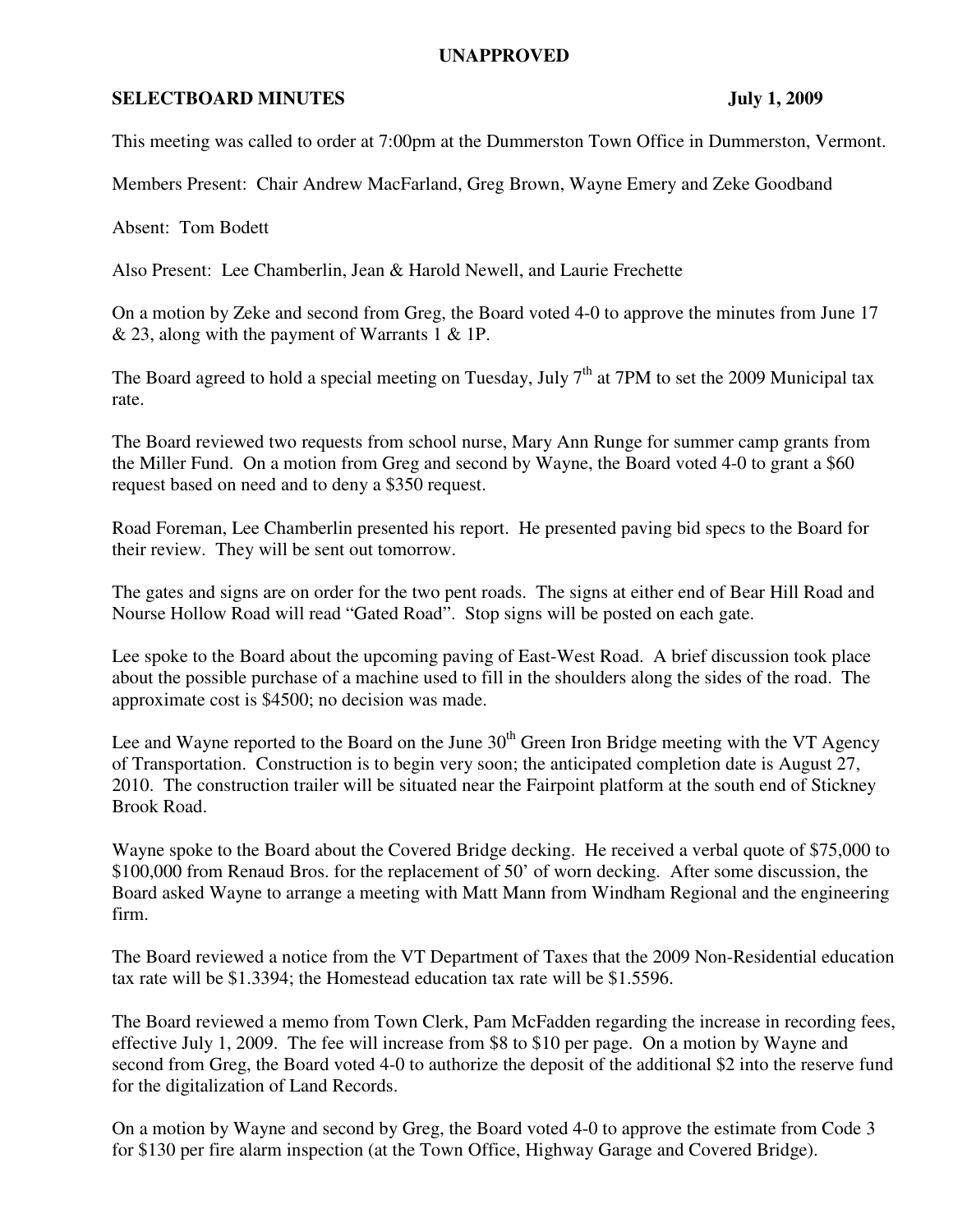**UNAPPROVED**

**SELECTBOARD MINUTES July 1, 2009**

This meeting was called to order at 7:00pm at the Dummerston Town Office in Dummerston, Vermont.

Members Present: Chair Andrew MacFarland, Greg Brown, Wayne Emery and Zeke Goodband

Absent: Tom Bodett

Also Present: Lee Chamberlin, Jean & Harold Newell, and Laurie Frechette

On a motion by Zeke and second from Greg, the Board voted 4-0 to approve the minutes from June 17 & 23, along with the payment of Warrants 1 & 1P.

The Board agreed to hold a special meeting on Tuesday, July 7th at 7PM to set the 2009 Municipal tax rate.

The Board reviewed two requests from school nurse, Mary Ann Runge for summer camp grants from the Miller Fund. On a motion from Greg and second by Wayne, the Board voted 4-0 to grant a $60 request based on need and to deny a $350 request.

Road Foreman, Lee Chamberlin presented his report. He presented paving bid specs to the Board for their review. They will be sent out tomorrow.

The gates and signs are on order for the two pent roads. The signs at either end of Bear Hill Road and Nourse Hollow Road will read "Gated Road". Stop signs will be posted on each gate.

Lee spoke to the Board about the upcoming paving of East-West Road. A brief discussion took place about the possible purchase of a machine used to fill in the shoulders along the sides of the road. The approximate cost is $4500; no decision was made.

Lee and Wayne reported to the Board on the June 30th Green Iron Bridge meeting with the VT Agency of Transportation. Construction is to begin very soon; the anticipated completion date is August 27, 2010. The construction trailer will be situated near the Fairpoint platform at the south end of Stickney Brook Road.

Wayne spoke to the Board about the Covered Bridge decking. He received a verbal quote of $75,000 to $100,000 from Renaud Bros. for the replacement of 50' of worn decking. After some discussion, the Board asked Wayne to arrange a meeting with Matt Mann from Windham Regional and the engineering firm.

The Board reviewed a notice from the VT Department of Taxes that the 2009 Non-Residential education tax rate will be $1.3394; the Homestead education tax rate will be $1.5596.

The Board reviewed a memo from Town Clerk, Pam McFadden regarding the increase in recording fees, effective July 1, 2009. The fee will increase from $8 to $10 per page. On a motion by Wayne and second from Greg, the Board voted 4-0 to authorize the deposit of the additional $2 into the reserve fund for the digitalization of Land Records.

On a motion by Wayne and second by Greg, the Board voted 4-0 to approve the estimate from Code 3 for $130 per fire alarm inspection (at the Town Office, Highway Garage and Covered Bridge).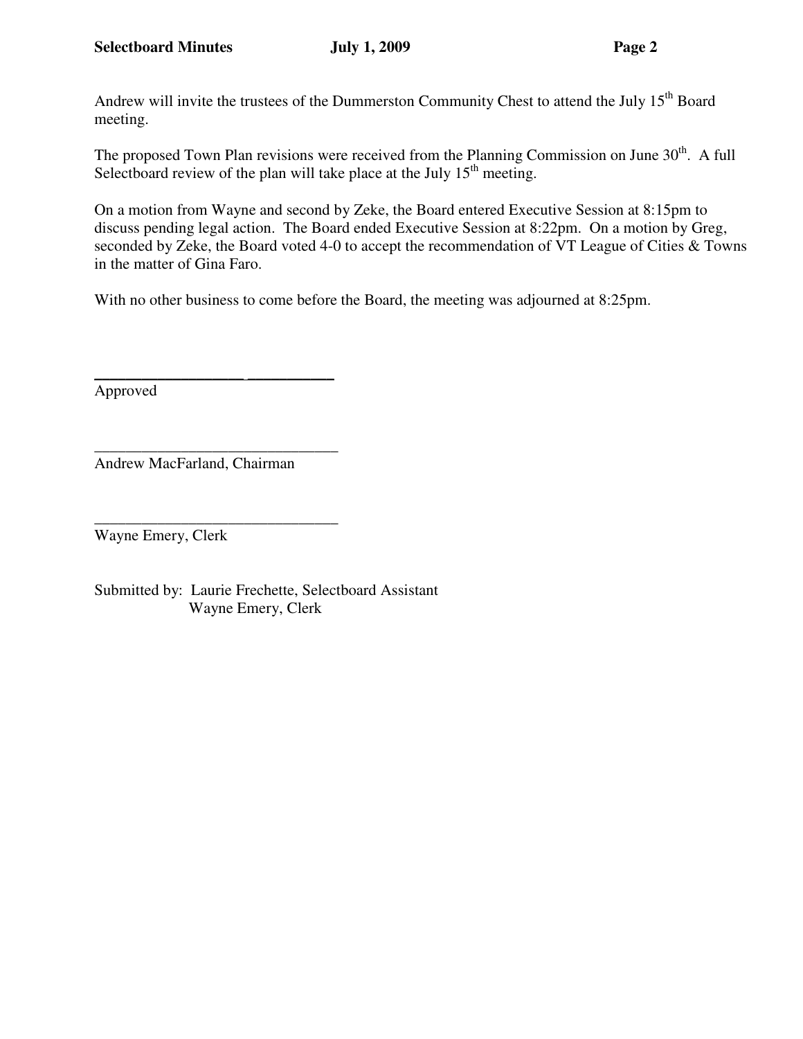Andrew will invite the trustees of the Dummerston Community Chest to attend the July 15th Board meeting.

The proposed Town Plan revisions were received from the Planning Commission on June 30th. A full Selectboard review of the plan will take place at the July 15th meeting.

On a motion from Wayne and second by Zeke, the Board entered Executive Session at 8:15pm to discuss pending legal action. The Board ended Executive Session at 8:22pm. On a motion by Greg, seconded by Zeke, the Board voted 4-0 to accept the recommendation of VT League of Cities & Towns in the matter of Gina Faro.

With no other business to come before the Board, the meeting was adjourned at 8:25pm.

______________________________
Approved

______________________________
Andrew MacFarland, Chairman

______________________________
Wayne Emery, Clerk

Submitted by: Laurie Frechette, Selectboard Assistant
Wayne Emery, Clerk